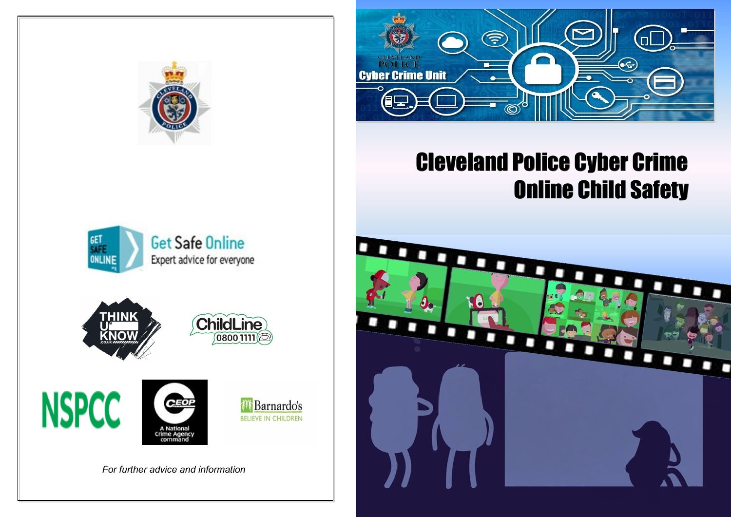# Cleveland Police Cyber Crime Online Child Safety

*For further advice and information*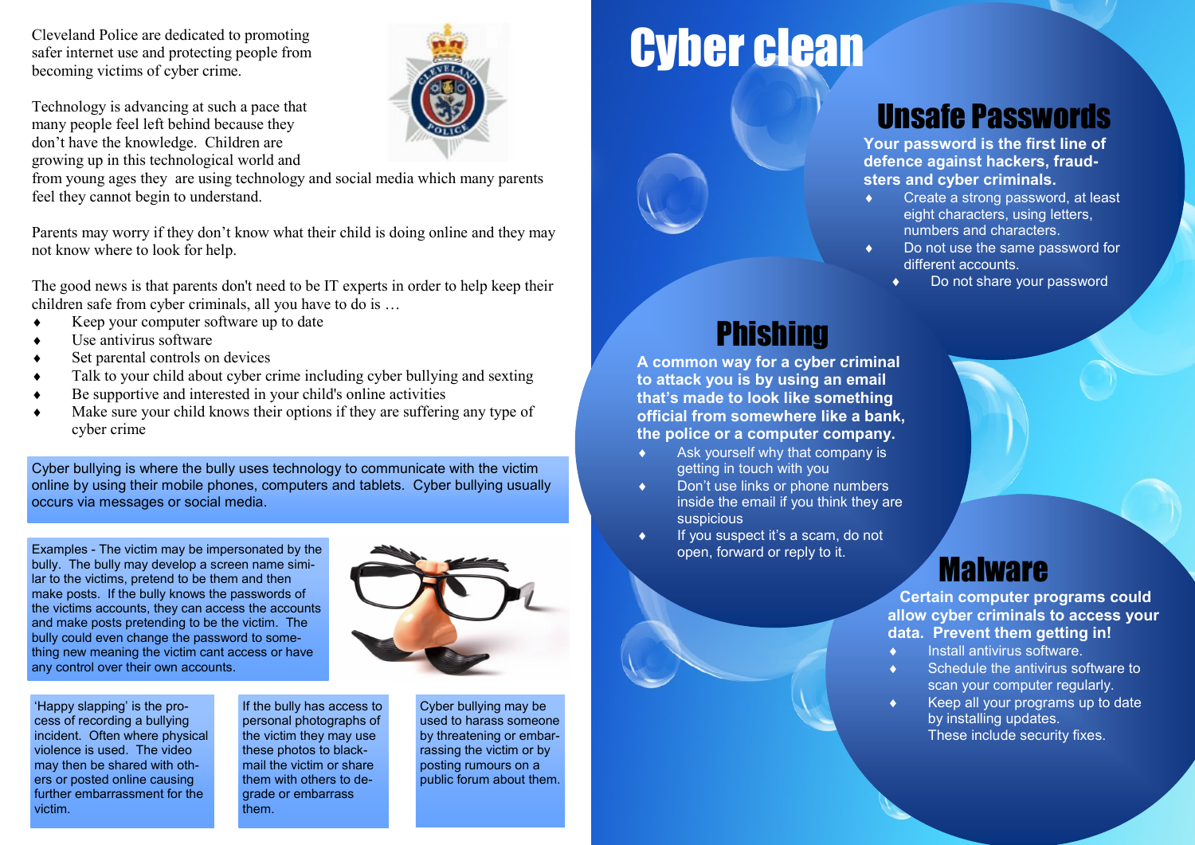Cleveland Police are dedicated to promoting safer internet use and protecting people from becoming victims of cyber crime.

Technology is advancing at such a pace that many people feel left behind because they don't have the knowledge. Children are growing up in this technological world and from young ages they are using technology and social media which many parents feel they cannot begin to understand.

Parents may worry if they don't know what their child is doing online and they may not know where to look for help.

The good news is that parents don't need to be IT experts in order to help keep their children safe from cyber criminals, all you have to do is …

- Keep your computer software up to date
- Use antivirus software
- Set parental controls on devices
- Talk to your child about cyber crime including cyber bullying and sexting
- Be supportive and interested in your child's online activities
- Make sure your child knows their options if they are suffering any type of cyber crime

Cyber bullying is where the bully uses technology to communicate with the victim online by using their mobile phones, computers and tablets. Cyber bullying usually occurs via messages or social media.

Examples - The victim may be impersonated by the bully. The bully may develop a screen name similar to the victims, pretend to be them and then make posts. If the bully knows the passwords of the victims accounts, they can access the accounts and make posts pretending to be the victim. The bully could even change the password to something new meaning the victim cant access or have any control over their own accounts.

'Happy slapping' is the process of recording a bullying incident. Often where physical violence is used. The video may then be shared with others or posted online causing further embarrassment for the victim.

If the bully has access to personal photographs of the victim they may use these photos to blackmail the victim or share them with others to degrade or embarrass them.

Cyber bullying may be used to harass someone by threatening or embarrassing the victim or by posting rumours on a public forum about them.

# Cyber clean

## Unsafe Passwords

**Your password is the first line of defence against hackers, fraudsters and cyber criminals.**

- Create a strong password, at least eight characters, using letters, numbers and characters.
- Do not use the same password for different accounts.
- Do not share your password

## Phishing

**A common way for a cyber criminal to attack you is by using an email that's made to look like something official from somewhere like a bank, the police or a computer company.**

- Ask yourself why that company is getting in touch with you
- Don't use links or phone numbers inside the email if you think they are suspicious
- If you suspect it's a scam, do not open, forward or reply to it.

## Malware

**Certain computer programs could allow cyber criminals to access your data. Prevent them getting in!**

- Install antivirus software.
- Schedule the antivirus software to scan your computer regularly.
- Keep all your programs up to date by installing updates. These include security fixes.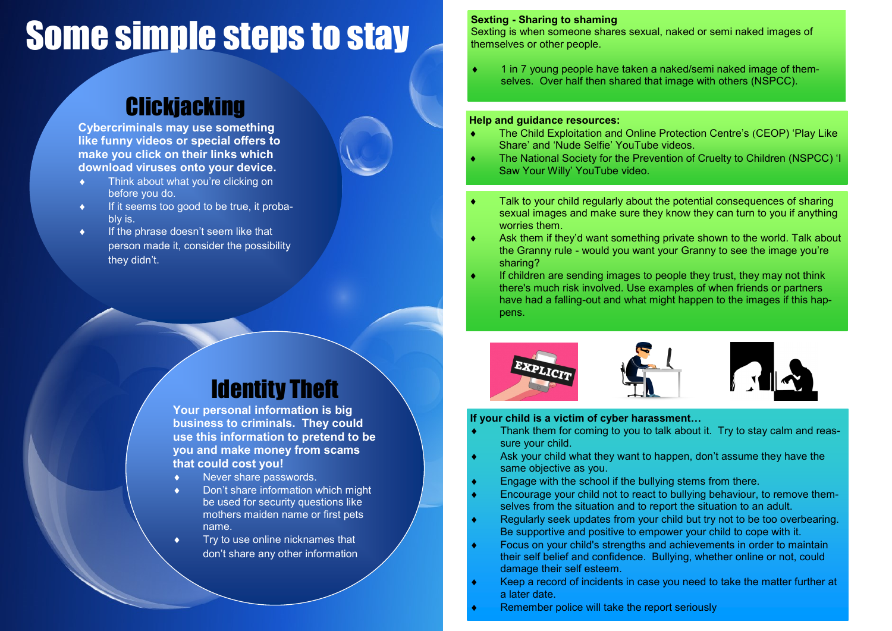# Some simple steps to stay

## Clickjacking

**Cybercriminals may use something like funny videos or special offers to make you click on their links which download viruses onto your device.**

- Think about what you're clicking on before you do.
- If it seems too good to be true, it probably is.
- If the phrase doesn't seem like that person made it, consider the possibility they didn't.

## Identity Theft

**Your personal information is big business to criminals. They could use this information to pretend to be you and make money from scams that could cost you!**

- Never share passwords.
- Don't share information which might be used for security questions like mothers maiden name or first pets name.
- Try to use online nicknames that don't share any other information

**Sexting - Sharing to shaming**

Sexting is when someone shares sexual, naked or semi naked images of themselves or other people.

- 1 in 7 young people have taken a naked/semi naked image of themselves. Over half then shared that image with others (NSPCC).

**Help and guidance resources:**

- The Child Exploitation and Online Protection Centre's (CEOP) 'Play Like Share' and 'Nude Selfie' YouTube videos.
- The National Society for the Prevention of Cruelty to Children (NSPCC) 'I Saw Your Willy' YouTube video.

- Talk to your child regularly about the potential consequences of sharing sexual images and make sure they know they can turn to you if anything worries them.
- Ask them if they'd want something private shown to the world. Talk about the Granny rule - would you want your Granny to see the image you're sharing?
- If children are sending images to people they trust, they may not think there's much risk involved. Use examples of when friends or partners have had a falling-out and what might happen to the images if this happens.

**If your child is a victim of cyber harassment…**

- Thank them for coming to you to talk about it. Try to stay calm and reassure your child.
- Ask your child what they want to happen, don't assume they have the same objective as you.
- Engage with the school if the bullying stems from there.
- Encourage your child not to react to bullying behaviour, to remove themselves from the situation and to report the situation to an adult.
- Regularly seek updates from your child but try not to be too overbearing. Be supportive and positive to empower your child to cope with it.
- Focus on your child's strengths and achievements in order to maintain their self belief and confidence. Bullying, whether online or not, could damage their self esteem.
- Keep a record of incidents in case you need to take the matter further at a later date.
- Remember police will take the report seriously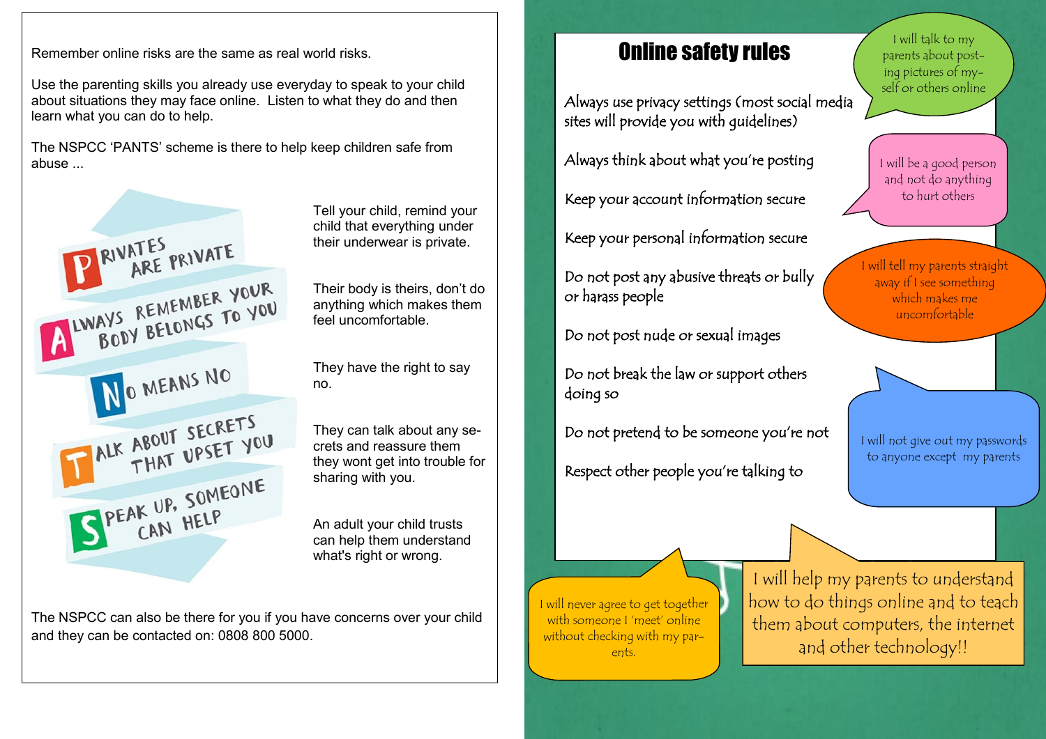Remember online risks are the same as real world risks.

Use the parenting skills you already use everyday to speak to your child about situations they may face online. Listen to what they do and then learn what you can do to help.

The NSPCC 'PANTS' scheme is there to help keep children safe from abuse ...

**P**rivates are private

Tell your child, remind your child that everything under their underwear is private.

**A**lways remember your body belongs to you

Their body is theirs, don't do anything which makes them feel uncomfortable.

**N**o means no

They have the right to say no.

**T**alk about secrets that upset you

They can talk about any secrets and reassure them they wont get into trouble for sharing with you.

**S**peak up, someone can help

An adult your child trusts can help them understand what's right or wrong.

The NSPCC can also be there for you if you have concerns over your child and they can be contacted on: 0808 800 5000.

# Online safety rules

Always use privacy settings (most social media sites will provide you with guidelines)

Always think about what you're posting

Keep your account information secure

Keep your personal information secure

Do not post any abusive threats or bully or harass people

Do not post nude or sexual images

Do not break the law or support others doing so

Do not pretend to be someone you're not

Respect other people you're talking to

I will talk to my parents about posting pictures of myself or others online

I will be a good person and not do anything to hurt others

I will tell my parents straight away if I see something which makes me uncomfortable

I will not give out my passwords to anyone except my parents

I will never agree to get together with someone I 'meet' online without checking with my parents.

I will help my parents to understand how to do things online and to teach them about computers, the internet and other technology!!